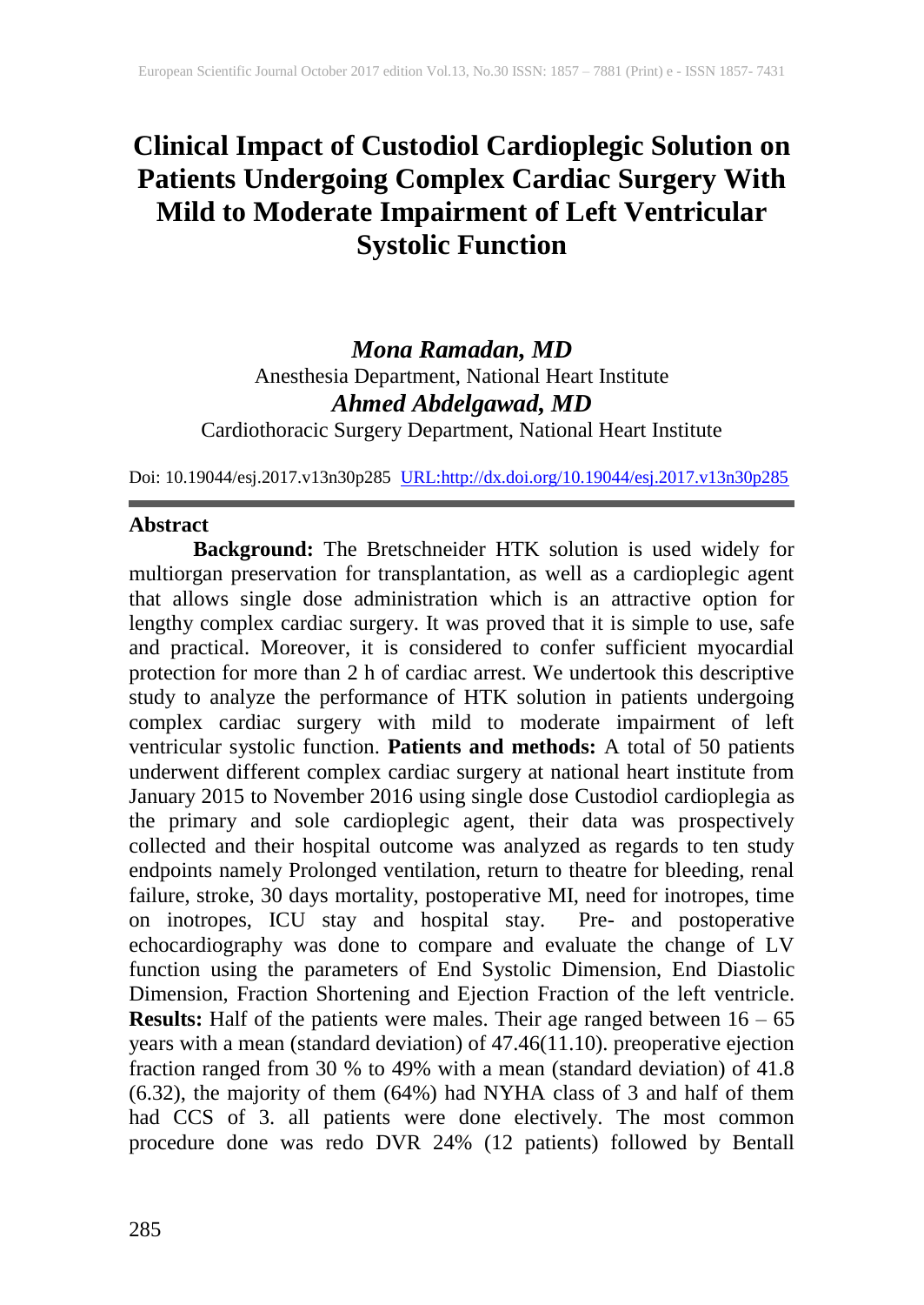# Clinical Impact of Custodiol Cardioplegic Solution on Patients Undergoing Complex Cardiac Surgery With Mild to Moderate Impairment of Left Ventricular Systolic Function

***Mona Ramadan, MD***
Anesthesia Department, National Heart Institute
***Ahmed Abdelgawad, MD***
Cardiothoracic Surgery Department, National Heart Institute

Doi: 10.19044/esj.2017.v13n30p285 [URL:http://dx.doi.org/10.19044/esj.2017.v13n30p285](http://dx.doi.org/10.19044/esj.2017.v13n30p285)

## Abstract

**Background:** The Bretschneider HTK solution is used widely for multiorgan preservation for transplantation, as well as a cardioplegic agent that allows single dose administration which is an attractive option for lengthy complex cardiac surgery. It was proved that it is simple to use, safe and practical. Moreover, it is considered to confer sufficient myocardial protection for more than 2 h of cardiac arrest. We undertook this descriptive study to analyze the performance of HTK solution in patients undergoing complex cardiac surgery with mild to moderate impairment of left ventricular systolic function. **Patients and methods:** A total of 50 patients underwent different complex cardiac surgery at national heart institute from January 2015 to November 2016 using single dose Custodiol cardioplegia as the primary and sole cardioplegic agent, their data was prospectively collected and their hospital outcome was analyzed as regards to ten study endpoints namely Prolonged ventilation, return to theatre for bleeding, renal failure, stroke, 30 days mortality, postoperative MI, need for inotropes, time on inotropes, ICU stay and hospital stay. Pre- and postoperative echocardiography was done to compare and evaluate the change of LV function using the parameters of End Systolic Dimension, End Diastolic Dimension, Fraction Shortening and Ejection Fraction of the left ventricle. **Results:** Half of the patients were males. Their age ranged between 16 – 65 years with a mean (standard deviation) of 47.46(11.10). preoperative ejection fraction ranged from 30 % to 49% with a mean (standard deviation) of 41.8 (6.32), the majority of them (64%) had NYHA class of 3 and half of them had CCS of 3. all patients were done electively. The most common procedure done was redo DVR 24% (12 patients) followed by Bentall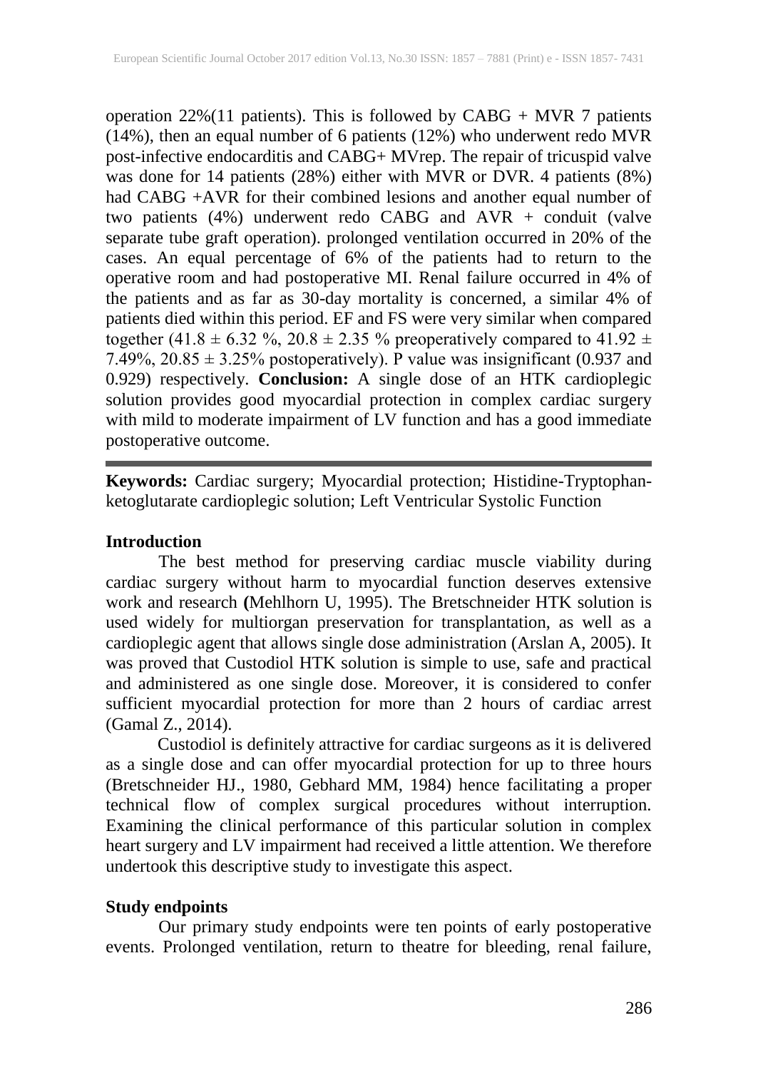operation 22%(11 patients). This is followed by CABG + MVR 7 patients (14%), then an equal number of 6 patients (12%) who underwent redo MVR post-infective endocarditis and CABG+ MVrep. The repair of tricuspid valve was done for 14 patients (28%) either with MVR or DVR. 4 patients (8%) had CABG +AVR for their combined lesions and another equal number of two patients (4%) underwent redo CABG and AVR + conduit (valve separate tube graft operation). prolonged ventilation occurred in 20% of the cases. An equal percentage of 6% of the patients had to return to the operative room and had postoperative MI. Renal failure occurred in 4% of the patients and as far as 30-day mortality is concerned, a similar 4% of patients died within this period. EF and FS were very similar when compared together ($41.8 \pm 6.32$ %, $20.8 \pm 2.35$ % preoperatively compared to $41.92 \pm 7.49$%, $20.85 \pm 3.25$% postoperatively). P value was insignificant (0.937 and 0.929) respectively. **Conclusion:** A single dose of an HTK cardioplegic solution provides good myocardial protection in complex cardiac surgery with mild to moderate impairment of LV function and has a good immediate postoperative outcome.

---

**Keywords:** Cardiac surgery; Myocardial protection; Histidine-Tryptophan-ketoglutarate cardioplegic solution; Left Ventricular Systolic Function

## Introduction

The best method for preserving cardiac muscle viability during cardiac surgery without harm to myocardial function deserves extensive work and research **(**Mehlhorn U, 1995). The Bretschneider HTK solution is used widely for multiorgan preservation for transplantation, as well as a cardioplegic agent that allows single dose administration (Arslan A, 2005). It was proved that Custodiol HTK solution is simple to use, safe and practical and administered as one single dose. Moreover, it is considered to confer sufficient myocardial protection for more than 2 hours of cardiac arrest (Gamal Z., 2014).

Custodiol is definitely attractive for cardiac surgeons as it is delivered as a single dose and can offer myocardial protection for up to three hours (Bretschneider HJ., 1980, Gebhard MM, 1984) hence facilitating a proper technical flow of complex surgical procedures without interruption. Examining the clinical performance of this particular solution in complex heart surgery and LV impairment had received a little attention. We therefore undertook this descriptive study to investigate this aspect.

## Study endpoints

Our primary study endpoints were ten points of early postoperative events. Prolonged ventilation, return to theatre for bleeding, renal failure,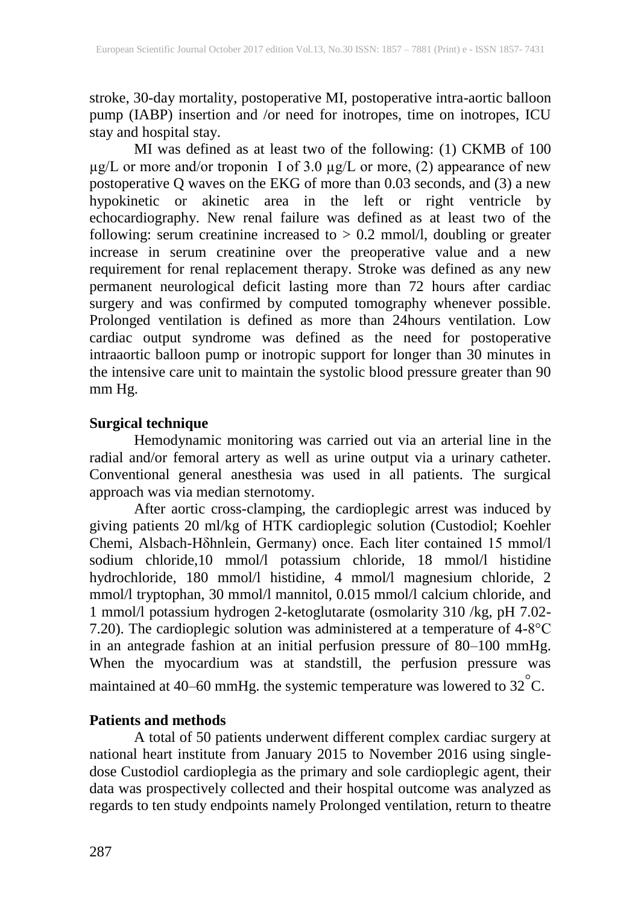stroke, 30-day mortality, postoperative MI, postoperative intra-aortic balloon pump (IABP) insertion and /or need for inotropes, time on inotropes, ICU stay and hospital stay.

MI was defined as at least two of the following: (1) CKMB of 100 μg/L or more and/or troponin I of 3.0 μg/L or more, (2) appearance of new postoperative Q waves on the EKG of more than 0.03 seconds, and (3) a new hypokinetic or akinetic area in the left or right ventricle by echocardiography. New renal failure was defined as at least two of the following: serum creatinine increased to > 0.2 mmol/l, doubling or greater increase in serum creatinine over the preoperative value and a new requirement for renal replacement therapy. Stroke was defined as any new permanent neurological deficit lasting more than 72 hours after cardiac surgery and was confirmed by computed tomography whenever possible. Prolonged ventilation is defined as more than 24hours ventilation. Low cardiac output syndrome was defined as the need for postoperative intraaortic balloon pump or inotropic support for longer than 30 minutes in the intensive care unit to maintain the systolic blood pressure greater than 90 mm Hg.

**Surgical technique**

Hemodynamic monitoring was carried out via an arterial line in the radial and/or femoral artery as well as urine output via a urinary catheter. Conventional general anesthesia was used in all patients. The surgical approach was via median sternotomy.

After aortic cross-clamping, the cardioplegic arrest was induced by giving patients 20 ml/kg of HTK cardioplegic solution (Custodiol; Koehler Chemi, Alsbach-Hδhnlein, Germany) once. Each liter contained 15 mmol/l sodium chloride,10 mmol/l potassium chloride, 18 mmol/l histidine hydrochloride, 180 mmol/l histidine, 4 mmol/l magnesium chloride, 2 mmol/l tryptophan, 30 mmol/l mannitol, 0.015 mmol/l calcium chloride, and 1 mmol/l potassium hydrogen 2-ketoglutarate (osmolarity 310 /kg, pH 7.02-7.20). The cardioplegic solution was administered at a temperature of 4-8°C in an antegrade fashion at an initial perfusion pressure of 80–100 mmHg. When the myocardium was at standstill, the perfusion pressure was maintained at 40–60 mmHg. the systemic temperature was lowered to 32°C.

**Patients and methods**

A total of 50 patients underwent different complex cardiac surgery at national heart institute from January 2015 to November 2016 using single-dose Custodiol cardioplegia as the primary and sole cardioplegic agent, their data was prospectively collected and their hospital outcome was analyzed as regards to ten study endpoints namely Prolonged ventilation, return to theatre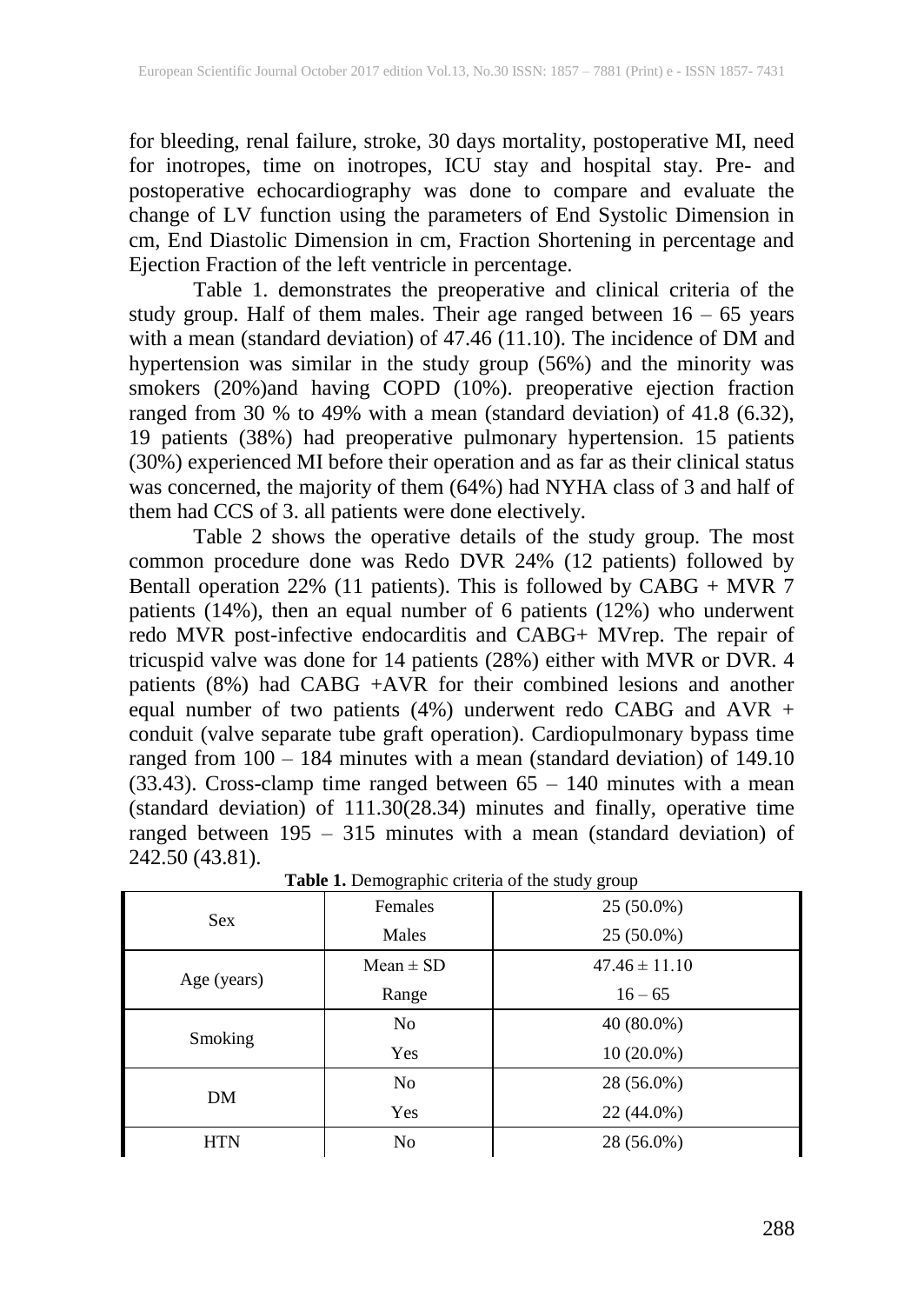for bleeding, renal failure, stroke, 30 days mortality, postoperative MI, need for inotropes, time on inotropes, ICU stay and hospital stay. Pre- and postoperative echocardiography was done to compare and evaluate the change of LV function using the parameters of End Systolic Dimension in cm, End Diastolic Dimension in cm, Fraction Shortening in percentage and Ejection Fraction of the left ventricle in percentage.

Table 1. demonstrates the preoperative and clinical criteria of the study group. Half of them males. Their age ranged between 16 – 65 years with a mean (standard deviation) of 47.46 (11.10). The incidence of DM and hypertension was similar in the study group (56%) and the minority was smokers (20%)and having COPD (10%). preoperative ejection fraction ranged from 30 % to 49% with a mean (standard deviation) of 41.8 (6.32), 19 patients (38%) had preoperative pulmonary hypertension. 15 patients (30%) experienced MI before their operation and as far as their clinical status was concerned, the majority of them (64%) had NYHA class of 3 and half of them had CCS of 3. all patients were done electively.

Table 2 shows the operative details of the study group. The most common procedure done was Redo DVR 24% (12 patients) followed by Bentall operation 22% (11 patients). This is followed by CABG + MVR 7 patients (14%), then an equal number of 6 patients (12%) who underwent redo MVR post-infective endocarditis and CABG+ MVrep. The repair of tricuspid valve was done for 14 patients (28%) either with MVR or DVR. 4 patients (8%) had CABG +AVR for their combined lesions and another equal number of two patients (4%) underwent redo CABG and AVR + conduit (valve separate tube graft operation). Cardiopulmonary bypass time ranged from 100 – 184 minutes with a mean (standard deviation) of 149.10 (33.43). Cross-clamp time ranged between 65 – 140 minutes with a mean (standard deviation) of 111.30(28.34) minutes and finally, operative time ranged between 195 – 315 minutes with a mean (standard deviation) of 242.50 (43.81).

**Table 1.** Demographic criteria of the study group

| | | |
|---|---|---|
| Sex | Females | 25 (50.0%) |
| | Males | 25 (50.0%) |
| Age (years) | Mean ± SD | 47.46 ± 11.10 |
| | Range | 16 – 65 |
| Smoking | No | 40 (80.0%) |
| | Yes | 10 (20.0%) |
| DM | No | 28 (56.0%) |
| | Yes | 22 (44.0%) |
| HTN | No | 28 (56.0%) |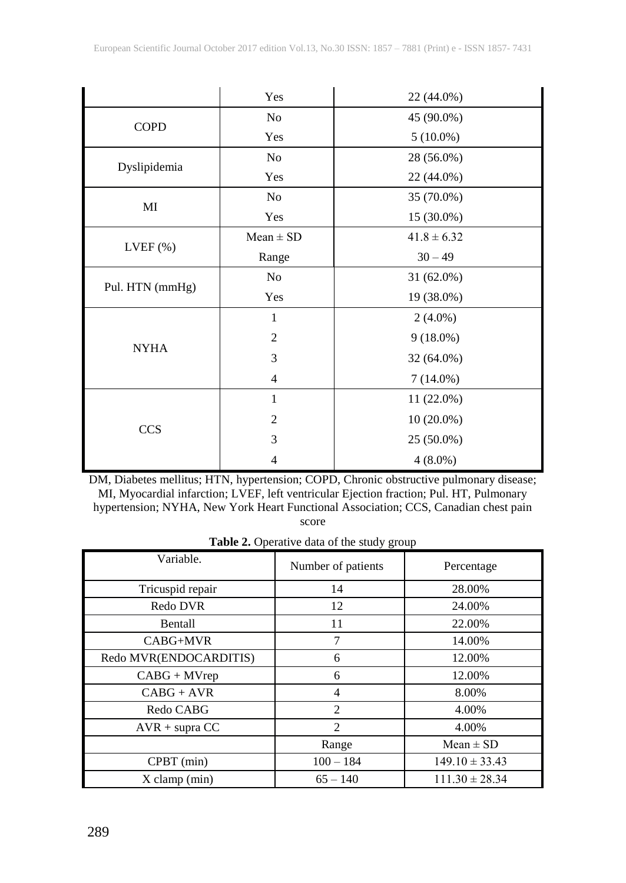| | | |
|---|---|---|
| | Yes | 22 (44.0%) |
| COPD | No | 45 (90.0%) |
| | Yes | 5 (10.0%) |
| Dyslipidemia | No | 28 (56.0%) |
| | Yes | 22 (44.0%) |
| MI | No | 35 (70.0%) |
| | Yes | 15 (30.0%) |
| LVEF (%) | Mean ± SD | 41.8 ± 6.32 |
| | Range | 30 – 49 |
| Pul. HTN (mmHg) | No | 31 (62.0%) |
| | Yes | 19 (38.0%) |
| NYHA | 1 | 2 (4.0%) |
| | 2 | 9 (18.0%) |
| | 3 | 32 (64.0%) |
| | 4 | 7 (14.0%) |
| CCS | 1 | 11 (22.0%) |
| | 2 | 10 (20.0%) |
| | 3 | 25 (50.0%) |
| | 4 | 4 (8.0%) |

DM, Diabetes mellitus; HTN, hypertension; COPD, Chronic obstructive pulmonary disease; MI, Myocardial infarction; LVEF, left ventricular Ejection fraction; Pul. HT, Pulmonary hypertension; NYHA, New York Heart Functional Association; CCS, Canadian chest pain score

**Table 2.** Operative data of the study group

| Variable. | Number of patients | Percentage |
|---|---|---|
| Tricuspid repair | 14 | 28.00% |
| Redo DVR | 12 | 24.00% |
| Bentall | 11 | 22.00% |
| CABG+MVR | 7 | 14.00% |
| Redo MVR(ENDOCARDITIS) | 6 | 12.00% |
| CABG + MVrep | 6 | 12.00% |
| CABG + AVR | 4 | 8.00% |
| Redo CABG | 2 | 4.00% |
| AVR + supra CC | 2 | 4.00% |
| | Range | Mean ± SD |
| CPBT (min) | 100 – 184 | 149.10 ± 33.43 |
| X clamp (min) | 65 – 140 | 111.30 ± 28.34 |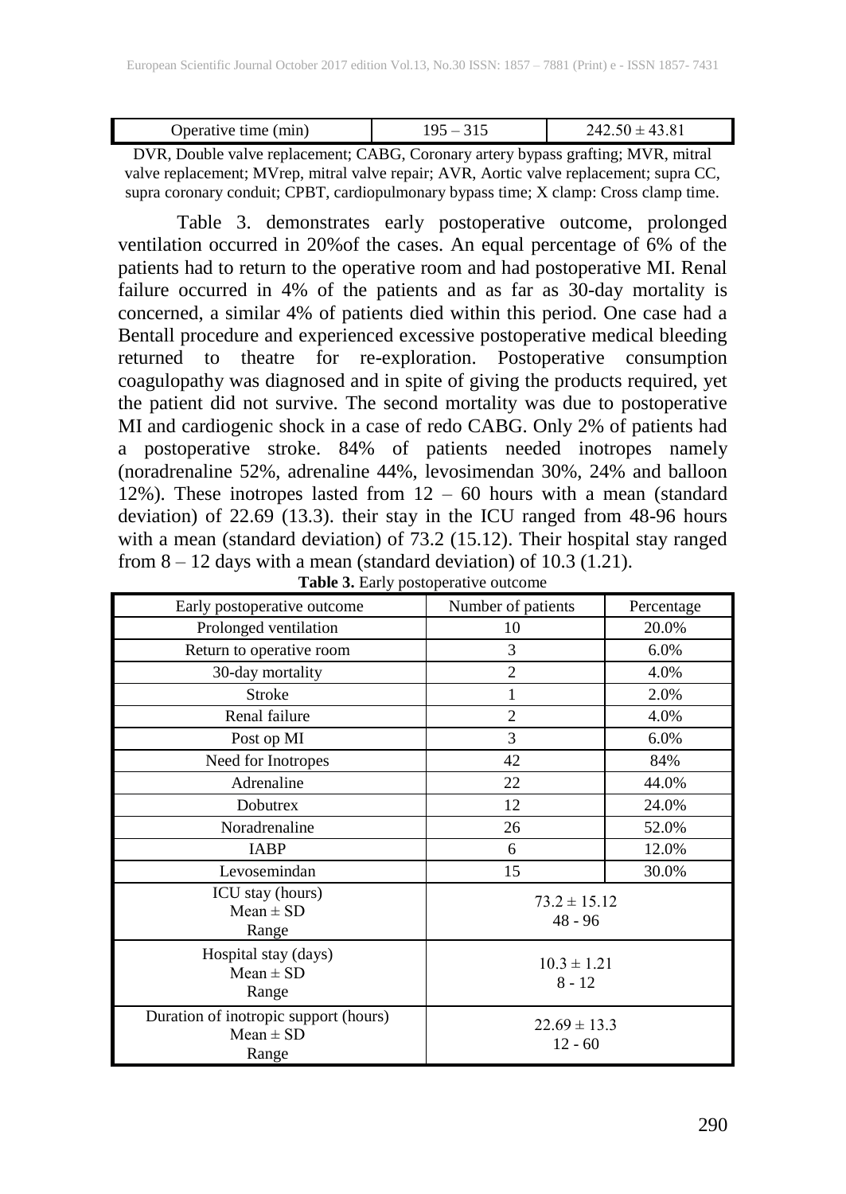| Operative time (min) | 195 – 315 | 242.50 ± 43.81 |
|---|---|---|

DVR, Double valve replacement; CABG, Coronary artery bypass grafting; MVR, mitral valve replacement; MVrep, mitral valve repair; AVR, Aortic valve replacement; supra CC, supra coronary conduit; CPBT, cardiopulmonary bypass time; X clamp: Cross clamp time.

Table 3. demonstrates early postoperative outcome, prolonged ventilation occurred in 20%of the cases. An equal percentage of 6% of the patients had to return to the operative room and had postoperative MI. Renal failure occurred in 4% of the patients and as far as 30-day mortality is concerned, a similar 4% of patients died within this period. One case had a Bentall procedure and experienced excessive postoperative medical bleeding returned to theatre for re-exploration. Postoperative consumption coagulopathy was diagnosed and in spite of giving the products required, yet the patient did not survive. The second mortality was due to postoperative MI and cardiogenic shock in a case of redo CABG. Only 2% of patients had a postoperative stroke. 84% of patients needed inotropes namely (noradrenaline 52%, adrenaline 44%, levosimendan 30%, 24% and balloon 12%). These inotropes lasted from 12 – 60 hours with a mean (standard deviation) of 22.69 (13.3). their stay in the ICU ranged from 48-96 hours with a mean (standard deviation) of 73.2 (15.12). Their hospital stay ranged from 8 – 12 days with a mean (standard deviation) of 10.3 (1.21).

**Table 3.** Early postoperative outcome

| Early postoperative outcome | Number of patients | Percentage |
|---|---|---|
| Prolonged ventilation | 10 | 20.0% |
| Return to operative room | 3 | 6.0% |
| 30-day mortality | 2 | 4.0% |
| Stroke | 1 | 2.0% |
| Renal failure | 2 | 4.0% |
| Post op MI | 3 | 6.0% |
| Need for Inotropes | 42 | 84% |
| Adrenaline | 22 | 44.0% |
| Dobutrex | 12 | 24.0% |
| Noradrenaline | 26 | 52.0% |
| IABP | 6 | 12.0% |
| Levosemindan | 15 | 30.0% |
| ICU stay (hours)<br>Mean ± SD<br>Range | 73.2 ± 15.12<br>48 - 96 | |
| Hospital stay (days)<br>Mean ± SD<br>Range | 10.3 ± 1.21<br>8 - 12 | |
| Duration of inotropic support (hours)<br>Mean ± SD<br>Range | 22.69 ± 13.3<br>12 - 60 | |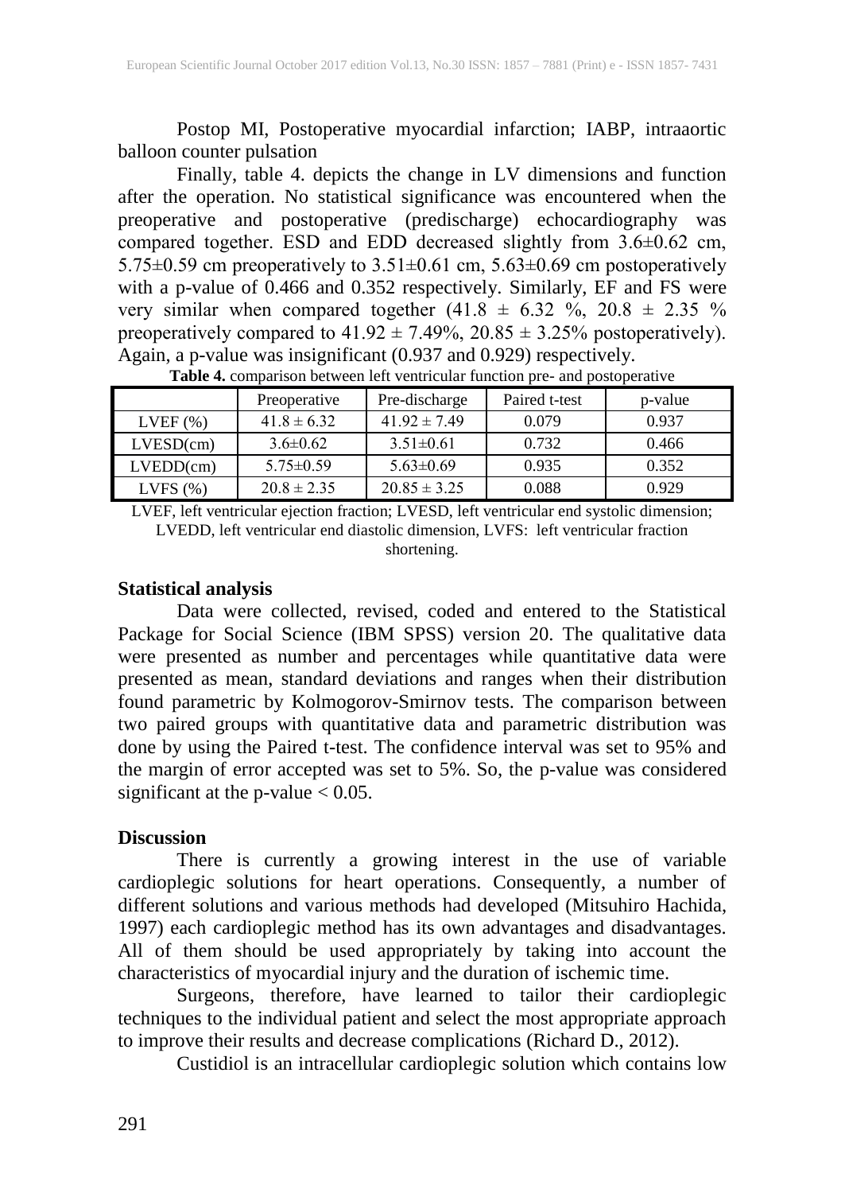Postop MI, Postoperative myocardial infarction; IABP, intraaortic balloon counter pulsation

Finally, table 4. depicts the change in LV dimensions and function after the operation. No statistical significance was encountered when the preoperative and postoperative (predischarge) echocardiography was compared together. ESD and EDD decreased slightly from 3.6±0.62 cm, 5.75±0.59 cm preoperatively to 3.51±0.61 cm, 5.63±0.69 cm postoperatively with a p-value of 0.466 and 0.352 respectively. Similarly, EF and FS were very similar when compared together (41.8 ± 6.32 %, 20.8 ± 2.35 % preoperatively compared to 41.92 ± 7.49%, 20.85 ± 3.25% postoperatively). Again, a p-value was insignificant (0.937 and 0.929) respectively.

**Table 4.** comparison between left ventricular function pre- and postoperative

| | Preoperative | Pre-discharge | Paired t-test | p-value |
|---|---|---|---|---|
| LVEF (%) | 41.8 ± 6.32 | 41.92 ± 7.49 | 0.079 | 0.937 |
| LVESD(cm) | 3.6±0.62 | 3.51±0.61 | 0.732 | 0.466 |
| LVEDD(cm) | 5.75±0.59 | 5.63±0.69 | 0.935 | 0.352 |
| LVFS (%) | 20.8 ± 2.35 | 20.85 ± 3.25 | 0.088 | 0.929 |

LVEF, left ventricular ejection fraction; LVESD, left ventricular end systolic dimension; LVEDD, left ventricular end diastolic dimension, LVFS: left ventricular fraction shortening.

### Statistical analysis

Data were collected, revised, coded and entered to the Statistical Package for Social Science (IBM SPSS) version 20. The qualitative data were presented as number and percentages while quantitative data were presented as mean, standard deviations and ranges when their distribution found parametric by Kolmogorov-Smirnov tests. The comparison between two paired groups with quantitative data and parametric distribution was done by using the Paired t-test. The confidence interval was set to 95% and the margin of error accepted was set to 5%. So, the p-value was considered significant at the p-value < 0.05.

### Discussion

There is currently a growing interest in the use of variable cardioplegic solutions for heart operations. Consequently, a number of different solutions and various methods had developed (Mitsuhiro Hachida, 1997) each cardioplegic method has its own advantages and disadvantages. All of them should be used appropriately by taking into account the characteristics of myocardial injury and the duration of ischemic time.

Surgeons, therefore, have learned to tailor their cardioplegic techniques to the individual patient and select the most appropriate approach to improve their results and decrease complications (Richard D., 2012).

Custidiol is an intracellular cardioplegic solution which contains low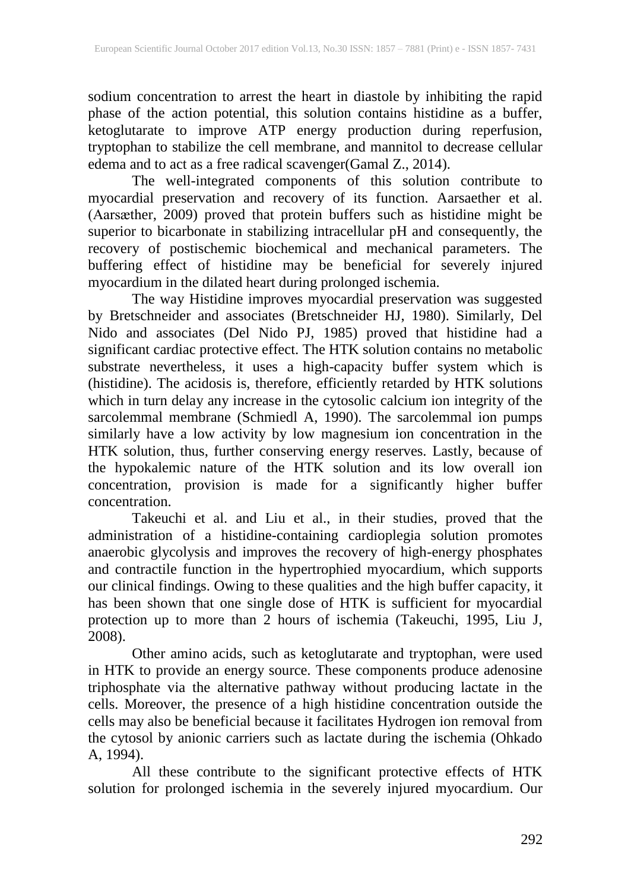sodium concentration to arrest the heart in diastole by inhibiting the rapid phase of the action potential, this solution contains histidine as a buffer, ketoglutarate to improve ATP energy production during reperfusion, tryptophan to stabilize the cell membrane, and mannitol to decrease cellular edema and to act as a free radical scavenger(Gamal Z., 2014).

The well-integrated components of this solution contribute to myocardial preservation and recovery of its function. Aarsaether et al. (Aarsæther, 2009) proved that protein buffers such as histidine might be superior to bicarbonate in stabilizing intracellular pH and consequently, the recovery of postischemic biochemical and mechanical parameters. The buffering effect of histidine may be beneficial for severely injured myocardium in the dilated heart during prolonged ischemia.

The way Histidine improves myocardial preservation was suggested by Bretschneider and associates (Bretschneider HJ, 1980). Similarly, Del Nido and associates (Del Nido PJ, 1985) proved that histidine had a significant cardiac protective effect. The HTK solution contains no metabolic substrate nevertheless, it uses a high-capacity buffer system which is (histidine). The acidosis is, therefore, efficiently retarded by HTK solutions which in turn delay any increase in the cytosolic calcium ion integrity of the sarcolemmal membrane (Schmiedl A, 1990). The sarcolemmal ion pumps similarly have a low activity by low magnesium ion concentration in the HTK solution, thus, further conserving energy reserves. Lastly, because of the hypokalemic nature of the HTK solution and its low overall ion concentration, provision is made for a significantly higher buffer concentration.

Takeuchi et al. and Liu et al., in their studies, proved that the administration of a histidine-containing cardioplegia solution promotes anaerobic glycolysis and improves the recovery of high-energy phosphates and contractile function in the hypertrophied myocardium, which supports our clinical findings. Owing to these qualities and the high buffer capacity, it has been shown that one single dose of HTK is sufficient for myocardial protection up to more than 2 hours of ischemia (Takeuchi, 1995, Liu J, 2008).

Other amino acids, such as ketoglutarate and tryptophan, were used in HTK to provide an energy source. These components produce adenosine triphosphate via the alternative pathway without producing lactate in the cells. Moreover, the presence of a high histidine concentration outside the cells may also be beneficial because it facilitates Hydrogen ion removal from the cytosol by anionic carriers such as lactate during the ischemia (Ohkado A, 1994).

All these contribute to the significant protective effects of HTK solution for prolonged ischemia in the severely injured myocardium. Our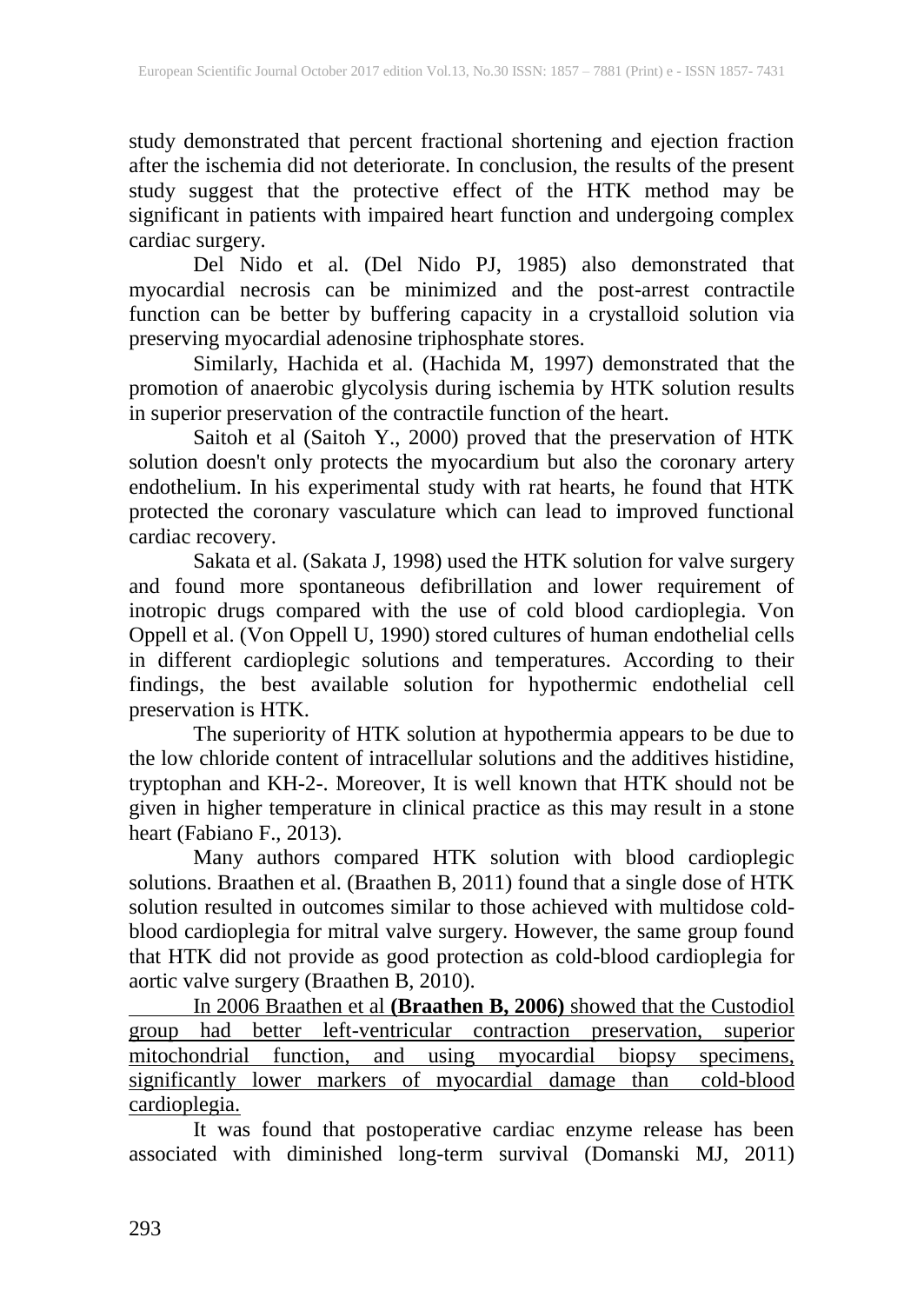study demonstrated that percent fractional shortening and ejection fraction after the ischemia did not deteriorate. In conclusion, the results of the present study suggest that the protective effect of the HTK method may be significant in patients with impaired heart function and undergoing complex cardiac surgery.

Del Nido et al. (Del Nido PJ, 1985) also demonstrated that myocardial necrosis can be minimized and the post-arrest contractile function can be better by buffering capacity in a crystalloid solution via preserving myocardial adenosine triphosphate stores.

Similarly, Hachida et al. (Hachida M, 1997) demonstrated that the promotion of anaerobic glycolysis during ischemia by HTK solution results in superior preservation of the contractile function of the heart.

Saitoh et al (Saitoh Y., 2000) proved that the preservation of HTK solution doesn't only protects the myocardium but also the coronary artery endothelium. In his experimental study with rat hearts, he found that HTK protected the coronary vasculature which can lead to improved functional cardiac recovery.

Sakata et al. (Sakata J, 1998) used the HTK solution for valve surgery and found more spontaneous defibrillation and lower requirement of inotropic drugs compared with the use of cold blood cardioplegia. Von Oppell et al. (Von Oppell U, 1990) stored cultures of human endothelial cells in different cardioplegic solutions and temperatures. According to their findings, the best available solution for hypothermic endothelial cell preservation is HTK.

The superiority of HTK solution at hypothermia appears to be due to the low chloride content of intracellular solutions and the additives histidine, tryptophan and KH-2-. Moreover, It is well known that HTK should not be given in higher temperature in clinical practice as this may result in a stone heart (Fabiano F., 2013).

Many authors compared HTK solution with blood cardioplegic solutions. Braathen et al. (Braathen B, 2011) found that a single dose of HTK solution resulted in outcomes similar to those achieved with multidose cold-blood cardioplegia for mitral valve surgery. However, the same group found that HTK did not provide as good protection as cold-blood cardioplegia for aortic valve surgery (Braathen B, 2010).

In 2006 Braathen et al **(Braathen B, 2006)** showed that the Custodiol group had better left-ventricular contraction preservation, superior mitochondrial function, and using myocardial biopsy specimens, significantly lower markers of myocardial damage than cold-blood cardioplegia.

It was found that postoperative cardiac enzyme release has been associated with diminished long-term survival (Domanski MJ, 2011)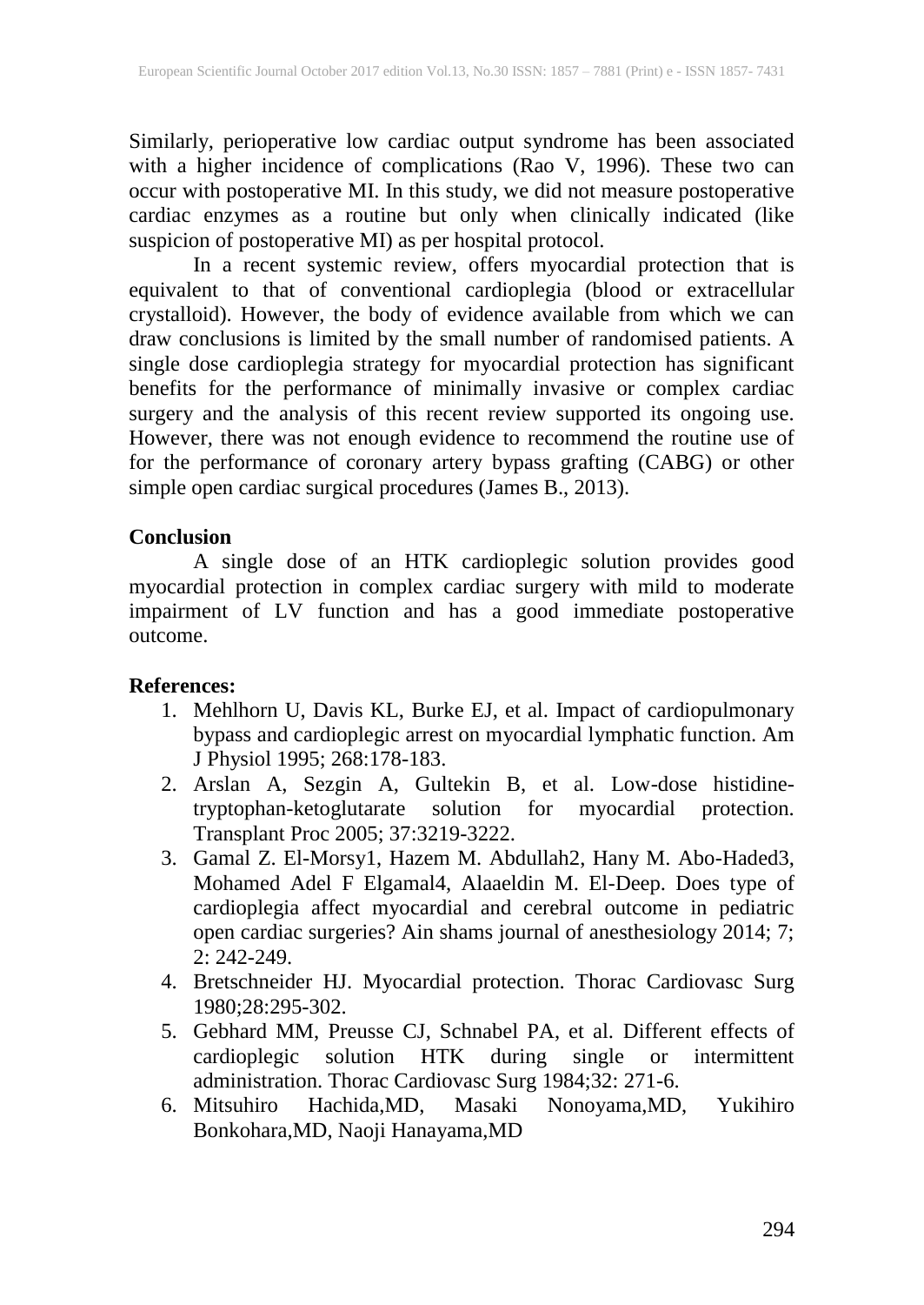Similarly, perioperative low cardiac output syndrome has been associated with a higher incidence of complications (Rao V, 1996). These two can occur with postoperative MI. In this study, we did not measure postoperative cardiac enzymes as a routine but only when clinically indicated (like suspicion of postoperative MI) as per hospital protocol.

In a recent systemic review, offers myocardial protection that is equivalent to that of conventional cardioplegia (blood or extracellular crystalloid). However, the body of evidence available from which we can draw conclusions is limited by the small number of randomised patients. A single dose cardioplegia strategy for myocardial protection has significant benefits for the performance of minimally invasive or complex cardiac surgery and the analysis of this recent review supported its ongoing use. However, there was not enough evidence to recommend the routine use of for the performance of coronary artery bypass grafting (CABG) or other simple open cardiac surgical procedures (James B., 2013).

**Conclusion**

A single dose of an HTK cardioplegic solution provides good myocardial protection in complex cardiac surgery with mild to moderate impairment of LV function and has a good immediate postoperative outcome.

**References:**

1. Mehlhorn U, Davis KL, Burke EJ, et al. Impact of cardiopulmonary bypass and cardioplegic arrest on myocardial lymphatic function. Am J Physiol 1995; 268:178-183.
2. Arslan A, Sezgin A, Gultekin B, et al. Low-dose histidine-tryptophan-ketoglutarate solution for myocardial protection. Transplant Proc 2005; 37:3219-3222.
3. Gamal Z. El-Morsy1, Hazem M. Abdullah2, Hany M. Abo-Haded3, Mohamed Adel F Elgamal4, Alaaeldin M. El-Deep. Does type of cardioplegia affect myocardial and cerebral outcome in pediatric open cardiac surgeries? Ain shams journal of anesthesiology 2014; 7; 2: 242-249.
4. Bretschneider HJ. Myocardial protection. Thorac Cardiovasc Surg 1980;28:295-302.
5. Gebhard MM, Preusse CJ, Schnabel PA, et al. Different effects of cardioplegic solution HTK during single or intermittent administration. Thorac Cardiovasc Surg 1984;32: 271-6.
6. Mitsuhiro Hachida,MD, Masaki Nonoyama,MD, Yukihiro Bonkohara,MD, Naoji Hanayama,MD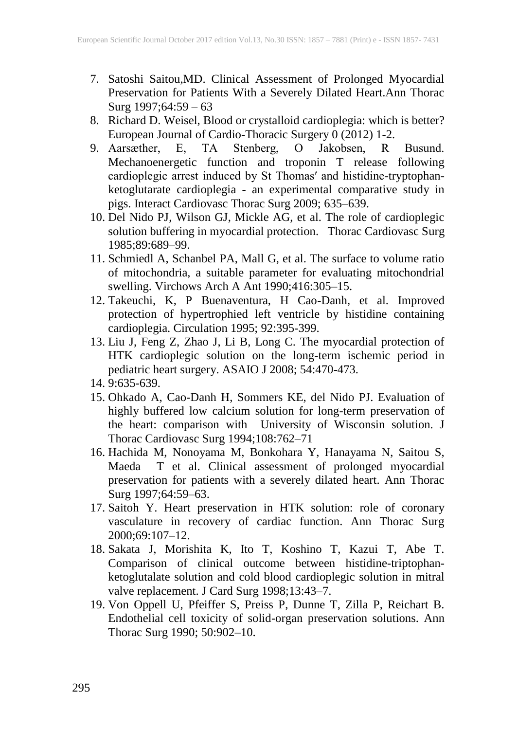7. Satoshi Saitou,MD. Clinical Assessment of Prolonged Myocardial Preservation for Patients With a Severely Dilated Heart.Ann Thorac Surg 1997;64:59 – 63
8. Richard D. Weisel, Blood or crystalloid cardioplegia: which is better? European Journal of Cardio-Thoracic Surgery 0 (2012) 1-2.
9. Aarsæther, E, TA Stenberg, O Jakobsen, R Busund. Mechanoenergetic function and troponin T release following cardioplegic arrest induced by St Thomas′ and histidine-tryptophan-ketoglutarate cardioplegia - an experimental comparative study in pigs. Interact Cardiovasc Thorac Surg 2009; 635–639.
10. Del Nido PJ, Wilson GJ, Mickle AG, et al. The role of cardioplegic solution buffering in myocardial protection. Thorac Cardiovasc Surg 1985;89:689–99.
11. Schmiedl A, Schanbel PA, Mall G, et al. The surface to volume ratio of mitochondria, a suitable parameter for evaluating mitochondrial swelling. Virchows Arch A Ant 1990;416:305–15.
12. Takeuchi, K, P Buenaventura, H Cao-Danh, et al. Improved protection of hypertrophied left ventricle by histidine containing cardioplegia. Circulation 1995; 92:395-399.
13. Liu J, Feng Z, Zhao J, Li B, Long C. The myocardial protection of HTK cardioplegic solution on the long-term ischemic period in pediatric heart surgery. ASAIO J 2008; 54:470-473.
14. 9:635-639.
15. Ohkado A, Cao-Danh H, Sommers KE, del Nido PJ. Evaluation of highly buffered low calcium solution for long-term preservation of the heart: comparison with University of Wisconsin solution. J Thorac Cardiovasc Surg 1994;108:762–71
16. Hachida M, Nonoyama M, Bonkohara Y, Hanayama N, Saitou S, Maeda T et al. Clinical assessment of prolonged myocardial preservation for patients with a severely dilated heart. Ann Thorac Surg 1997;64:59–63.
17. Saitoh Y. Heart preservation in HTK solution: role of coronary vasculature in recovery of cardiac function. Ann Thorac Surg 2000;69:107–12.
18. Sakata J, Morishita K, Ito T, Koshino T, Kazui T, Abe T. Comparison of clinical outcome between histidine-triptophan-ketoglutalate solution and cold blood cardioplegic solution in mitral valve replacement. J Card Surg 1998;13:43–7.
19. Von Oppell U, Pfeiffer S, Preiss P, Dunne T, Zilla P, Reichart B. Endothelial cell toxicity of solid-organ preservation solutions. Ann Thorac Surg 1990; 50:902–10.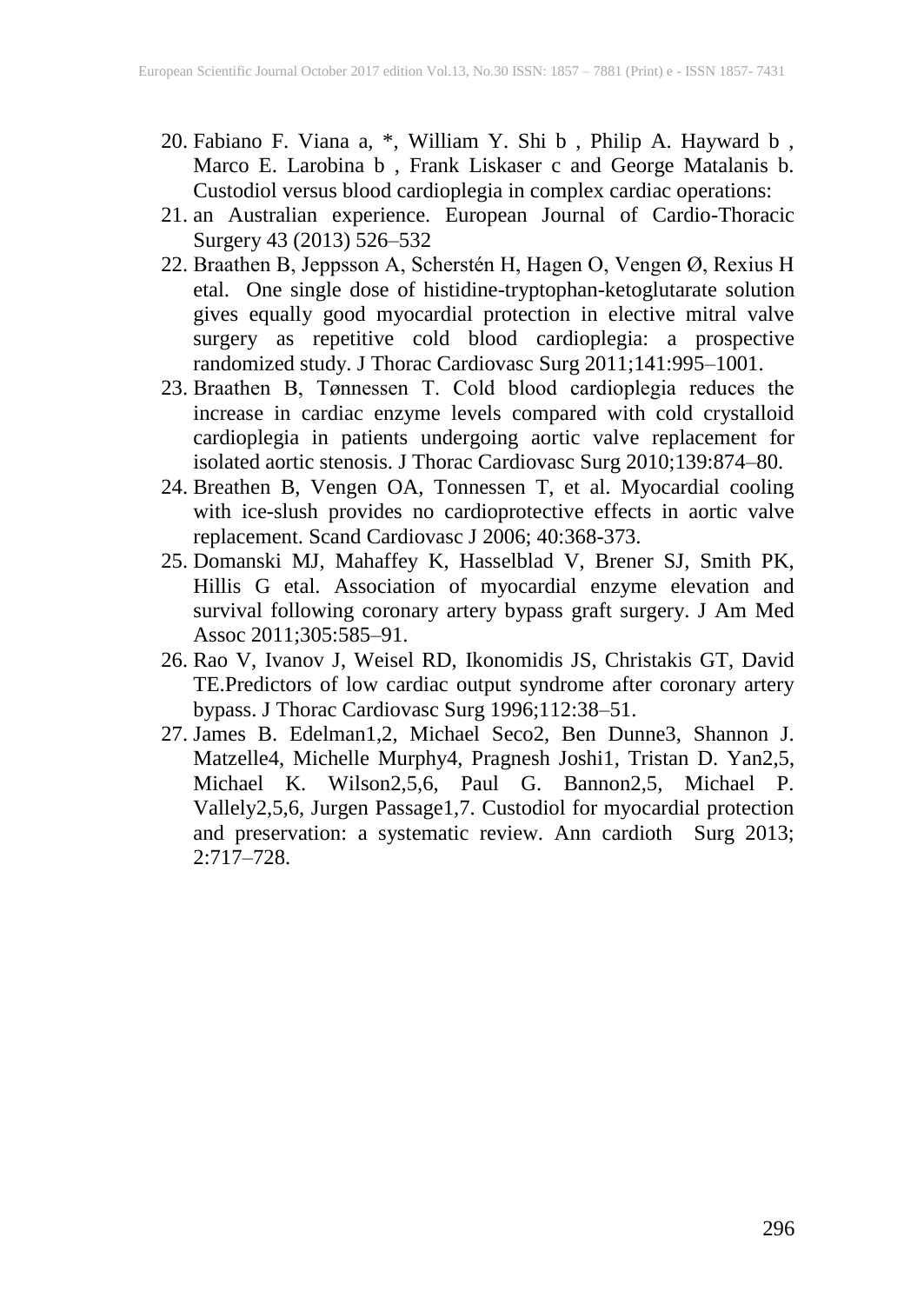20. Fabiano F. Viana a, *, William Y. Shi b , Philip A. Hayward b , Marco E. Larobina b , Frank Liskaser c and George Matalanis b. Custodiol versus blood cardioplegia in complex cardiac operations:
21. an Australian experience. European Journal of Cardio-Thoracic Surgery 43 (2013) 526–532
22. Braathen B, Jeppsson A, Scherstén H, Hagen O, Vengen Ø, Rexius H etal. One single dose of histidine-tryptophan-ketoglutarate solution gives equally good myocardial protection in elective mitral valve surgery as repetitive cold blood cardioplegia: a prospective randomized study. J Thorac Cardiovasc Surg 2011;141:995–1001.
23. Braathen B, Tønnessen T. Cold blood cardioplegia reduces the increase in cardiac enzyme levels compared with cold crystalloid cardioplegia in patients undergoing aortic valve replacement for isolated aortic stenosis. J Thorac Cardiovasc Surg 2010;139:874–80.
24. Breathen B, Vengen OA, Tonnessen T, et al. Myocardial cooling with ice-slush provides no cardioprotective effects in aortic valve replacement. Scand Cardiovasc J 2006; 40:368-373.
25. Domanski MJ, Mahaffey K, Hasselblad V, Brener SJ, Smith PK, Hillis G etal. Association of myocardial enzyme elevation and survival following coronary artery bypass graft surgery. J Am Med Assoc 2011;305:585–91.
26. Rao V, Ivanov J, Weisel RD, Ikonomidis JS, Christakis GT, David TE.Predictors of low cardiac output syndrome after coronary artery bypass. J Thorac Cardiovasc Surg 1996;112:38–51.
27. James B. Edelman1,2, Michael Seco2, Ben Dunne3, Shannon J. Matzelle4, Michelle Murphy4, Pragnesh Joshi1, Tristan D. Yan2,5, Michael K. Wilson2,5,6, Paul G. Bannon2,5, Michael P. Vallely2,5,6, Jurgen Passage1,7. Custodiol for myocardial protection and preservation: a systematic review. Ann cardioth Surg 2013; 2:717–728.